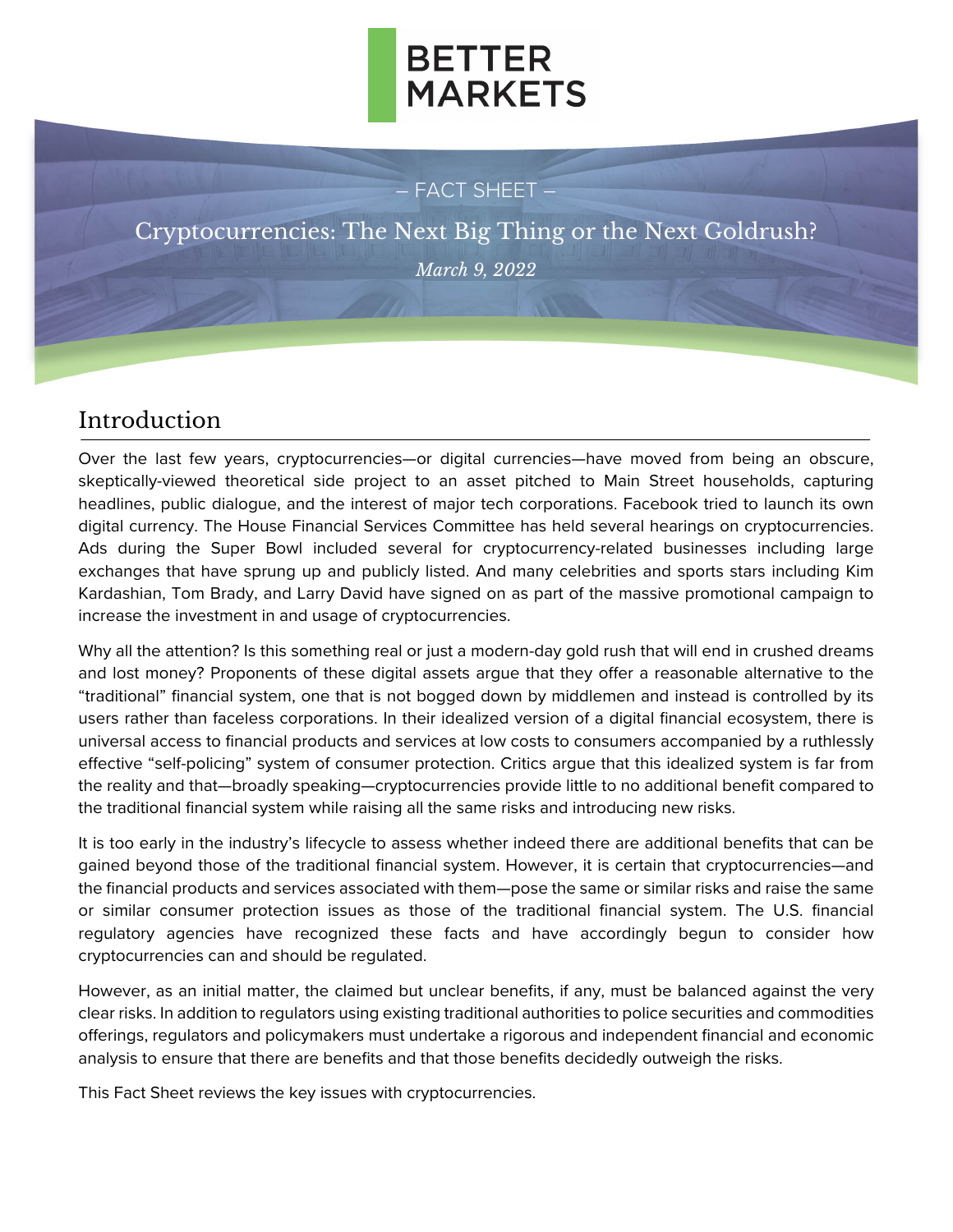BETTER MARKETS

– FACT SHEET –

# Cryptocurrencies: The Next Big Thing or the Next Goldrush?

*March 9, 2022*

## Introduction

Over the last few years, cryptocurrencies—or digital currencies—have moved from being an obscure, skeptically-viewed theoretical side project to an asset pitched to Main Street households, capturing headlines, public dialogue, and the interest of major tech corporations. Facebook tried to launch its own digital currency. The House Financial Services Committee has held several hearings on cryptocurrencies. Ads during the Super Bowl included several for cryptocurrency-related businesses including large exchanges that have sprung up and publicly listed. And many celebrities and sports stars including Kim Kardashian, Tom Brady, and Larry David have signed on as part of the massive promotional campaign to increase the investment in and usage of cryptocurrencies.

Why all the attention? Is this something real or just a modern-day gold rush that will end in crushed dreams and lost money? Proponents of these digital assets argue that they offer a reasonable alternative to the "traditional" financial system, one that is not bogged down by middlemen and instead is controlled by its users rather than faceless corporations. In their idealized version of a digital financial ecosystem, there is universal access to financial products and services at low costs to consumers accompanied by a ruthlessly effective "self-policing" system of consumer protection. Critics argue that this idealized system is far from the reality and that—broadly speaking—cryptocurrencies provide little to no additional benefit compared to the traditional financial system while raising all the same risks and introducing new risks.

It is too early in the industry's lifecycle to assess whether indeed there are additional benefits that can be gained beyond those of the traditional financial system. However, it is certain that cryptocurrencies—and the financial products and services associated with them—pose the same or similar risks and raise the same or similar consumer protection issues as those of the traditional financial system. The U.S. financial regulatory agencies have recognized these facts and have accordingly begun to consider how cryptocurrencies can and should be regulated.

However, as an initial matter, the claimed but unclear benefits, if any, must be balanced against the very clear risks. In addition to regulators using existing traditional authorities to police securities and commodities offerings, regulators and policymakers must undertake a rigorous and independent financial and economic analysis to ensure that there are benefits and that those benefits decidedly outweigh the risks.

This Fact Sheet reviews the key issues with cryptocurrencies.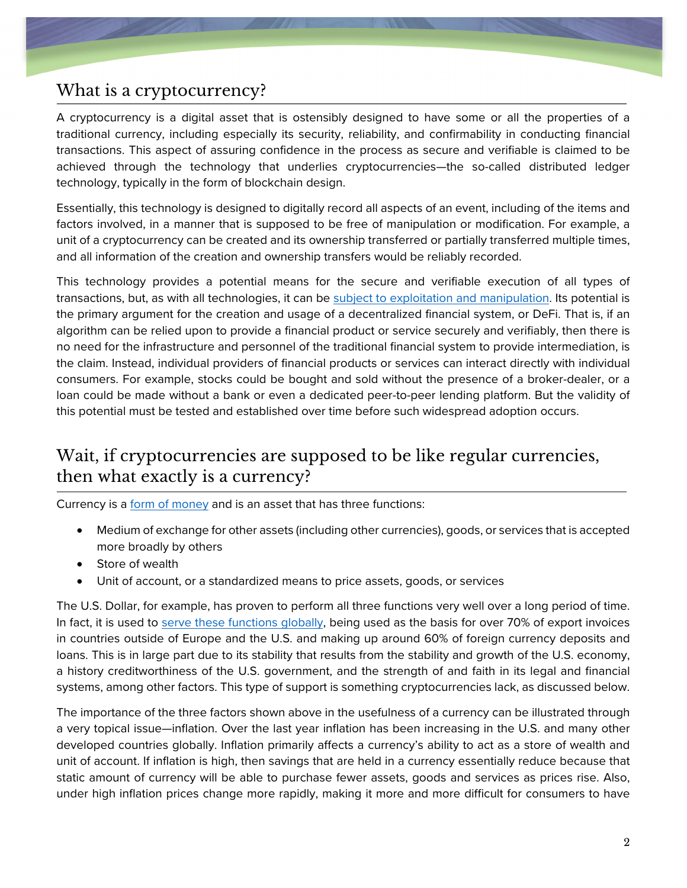## What is a cryptocurrency?

A cryptocurrency is a digital asset that is ostensibly designed to have some or all the properties of a traditional currency, including especially its security, reliability, and confirmability in conducting financial transactions. This aspect of assuring confidence in the process as secure and verifiable is claimed to be achieved through the technology that underlies cryptocurrencies—the so-called distributed ledger technology, typically in the form of blockchain design.

Essentially, this technology is designed to digitally record all aspects of an event, including of the items and factors involved, in a manner that is supposed to be free of manipulation or modification. For example, a unit of a cryptocurrency can be created and its ownership transferred or partially transferred multiple times, and all information of the creation and ownership transfers would be reliably recorded.

This technology provides a potential means for the secure and verifiable execution of all types of transactions, but, as with all technologies, it can be subject to exploitation and manipulation. Its potential is the primary argument for the creation and usage of a decentralized financial system, or DeFi. That is, if an algorithm can be relied upon to provide a financial product or service securely and verifiably, then there is no need for the infrastructure and personnel of the traditional financial system to provide intermediation, is the claim. Instead, individual providers of financial products or services can interact directly with individual consumers. For example, stocks could be bought and sold without the presence of a broker-dealer, or a loan could be made without a bank or even a dedicated peer-to-peer lending platform. But the validity of this potential must be tested and established over time before such widespread adoption occurs.

## Wait, if cryptocurrencies are supposed to be like regular currencies, then what exactly is a currency?

Currency is a form of money and is an asset that has three functions:

- Medium of exchange for other assets (including other currencies), goods, or services that is accepted more broadly by others
- Store of wealth
- Unit of account, or a standardized means to price assets, goods, or services

The U.S. Dollar, for example, has proven to perform all three functions very well over a long period of time. In fact, it is used to serve these functions globally, being used as the basis for over 70% of export invoices in countries outside of Europe and the U.S. and making up around 60% of foreign currency deposits and loans. This is in large part due to its stability that results from the stability and growth of the U.S. economy, a history creditworthiness of the U.S. government, and the strength of and faith in its legal and financial systems, among other factors. This type of support is something cryptocurrencies lack, as discussed below.

The importance of the three factors shown above in the usefulness of a currency can be illustrated through a very topical issue—inflation. Over the last year inflation has been increasing in the U.S. and many other developed countries globally. Inflation primarily affects a currency's ability to act as a store of wealth and unit of account. If inflation is high, then savings that are held in a currency essentially reduce because that static amount of currency will be able to purchase fewer assets, goods and services as prices rise. Also, under high inflation prices change more rapidly, making it more and more difficult for consumers to have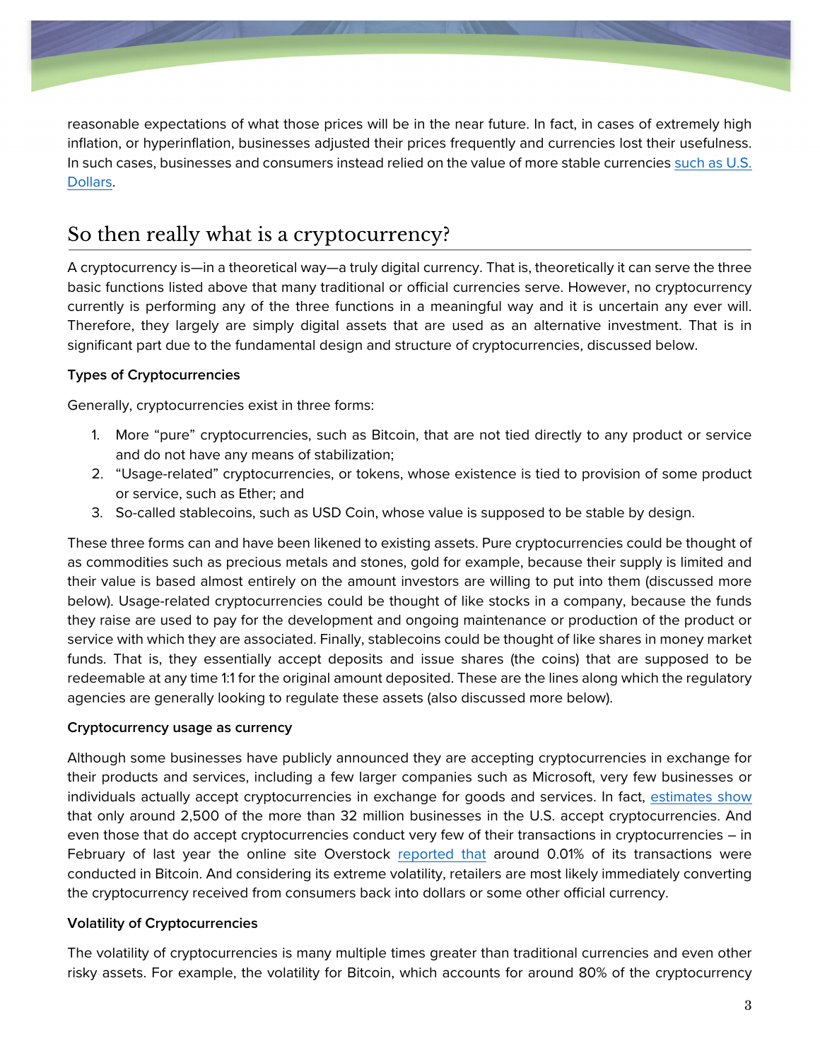reasonable expectations of what those prices will be in the near future. In fact, in cases of extremely high inflation, or hyperinflation, businesses adjusted their prices frequently and currencies lost their usefulness. In such cases, businesses and consumers instead relied on the value of more stable currencies such as U.S. Dollars.

## So then really what is a cryptocurrency?

A cryptocurrency is—in a theoretical way—a truly digital currency. That is, theoretically it can serve the three basic functions listed above that many traditional or official currencies serve. However, no cryptocurrency currently is performing any of the three functions in a meaningful way and it is uncertain any ever will. Therefore, they largely are simply digital assets that are used as an alternative investment. That is in significant part due to the fundamental design and structure of cryptocurrencies, discussed below.

**Types of Cryptocurrencies**

Generally, cryptocurrencies exist in three forms:

1. More "pure" cryptocurrencies, such as Bitcoin, that are not tied directly to any product or service and do not have any means of stabilization;
2. "Usage-related" cryptocurrencies, or tokens, whose existence is tied to provision of some product or service, such as Ether; and
3. So-called stablecoins, such as USD Coin, whose value is supposed to be stable by design.

These three forms can and have been likened to existing assets. Pure cryptocurrencies could be thought of as commodities such as precious metals and stones, gold for example, because their supply is limited and their value is based almost entirely on the amount investors are willing to put into them (discussed more below). Usage-related cryptocurrencies could be thought of like stocks in a company, because the funds they raise are used to pay for the development and ongoing maintenance or production of the product or service with which they are associated. Finally, stablecoins could be thought of like shares in money market funds. That is, they essentially accept deposits and issue shares (the coins) that are supposed to be redeemable at any time 1:1 for the original amount deposited. These are the lines along which the regulatory agencies are generally looking to regulate these assets (also discussed more below).

**Cryptocurrency usage as currency**

Although some businesses have publicly announced they are accepting cryptocurrencies in exchange for their products and services, including a few larger companies such as Microsoft, very few businesses or individuals actually accept cryptocurrencies in exchange for goods and services. In fact, estimates show that only around 2,500 of the more than 32 million businesses in the U.S. accept cryptocurrencies. And even those that do accept cryptocurrencies conduct very few of their transactions in cryptocurrencies – in February of last year the online site Overstock reported that around 0.01% of its transactions were conducted in Bitcoin. And considering its extreme volatility, retailers are most likely immediately converting the cryptocurrency received from consumers back into dollars or some other official currency.

**Volatility of Cryptocurrencies**

The volatility of cryptocurrencies is many multiple times greater than traditional currencies and even other risky assets. For example, the volatility for Bitcoin, which accounts for around 80% of the cryptocurrency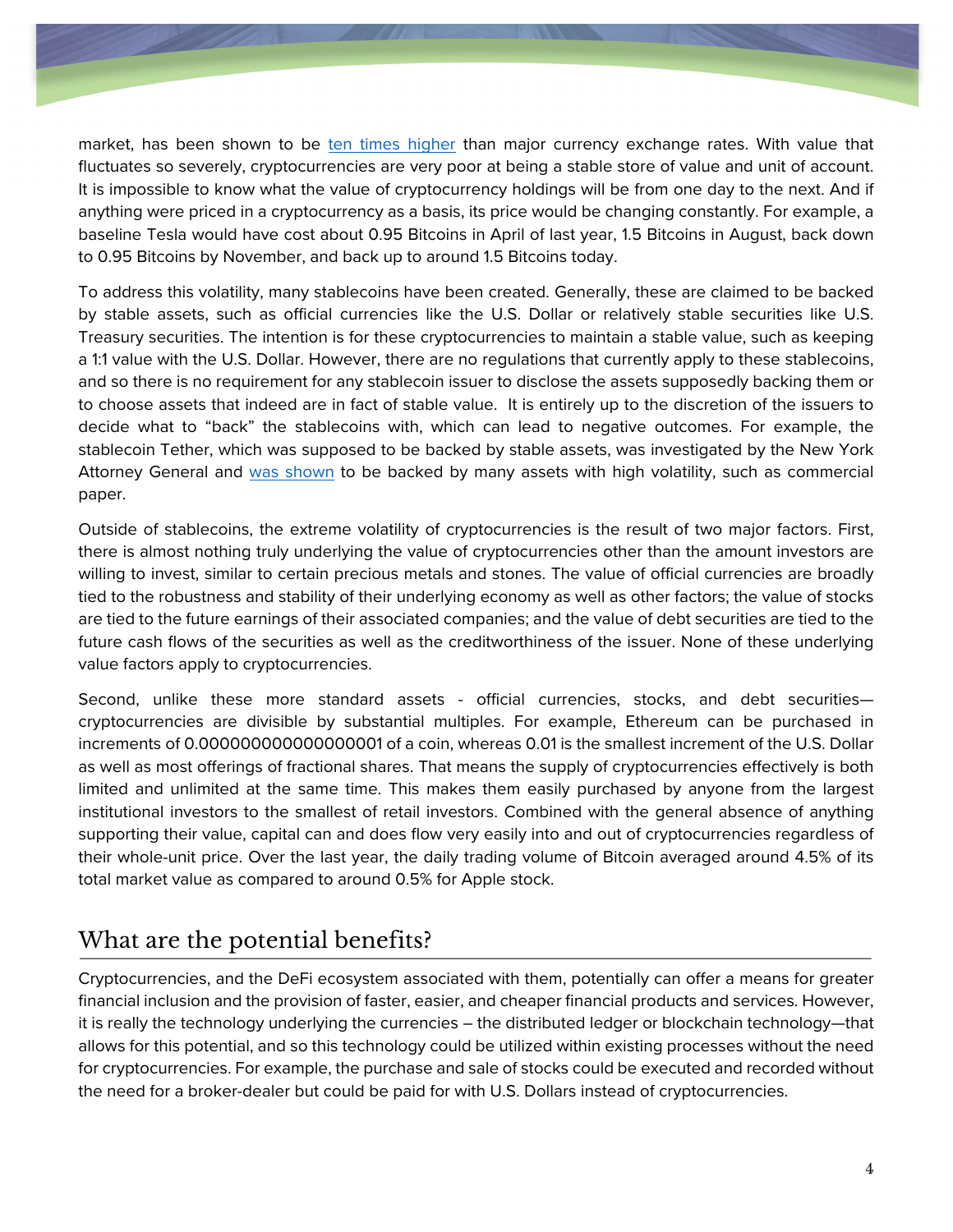market, has been shown to be ten times higher than major currency exchange rates. With value that fluctuates so severely, cryptocurrencies are very poor at being a stable store of value and unit of account. It is impossible to know what the value of cryptocurrency holdings will be from one day to the next. And if anything were priced in a cryptocurrency as a basis, its price would be changing constantly. For example, a baseline Tesla would have cost about 0.95 Bitcoins in April of last year, 1.5 Bitcoins in August, back down to 0.95 Bitcoins by November, and back up to around 1.5 Bitcoins today.

To address this volatility, many stablecoins have been created. Generally, these are claimed to be backed by stable assets, such as official currencies like the U.S. Dollar or relatively stable securities like U.S. Treasury securities. The intention is for these cryptocurrencies to maintain a stable value, such as keeping a 1:1 value with the U.S. Dollar. However, there are no regulations that currently apply to these stablecoins, and so there is no requirement for any stablecoin issuer to disclose the assets supposedly backing them or to choose assets that indeed are in fact of stable value. It is entirely up to the discretion of the issuers to decide what to "back" the stablecoins with, which can lead to negative outcomes. For example, the stablecoin Tether, which was supposed to be backed by stable assets, was investigated by the New York Attorney General and was shown to be backed by many assets with high volatility, such as commercial paper.

Outside of stablecoins, the extreme volatility of cryptocurrencies is the result of two major factors. First, there is almost nothing truly underlying the value of cryptocurrencies other than the amount investors are willing to invest, similar to certain precious metals and stones. The value of official currencies are broadly tied to the robustness and stability of their underlying economy as well as other factors; the value of stocks are tied to the future earnings of their associated companies; and the value of debt securities are tied to the future cash flows of the securities as well as the creditworthiness of the issuer. None of these underlying value factors apply to cryptocurrencies.

Second, unlike these more standard assets - official currencies, stocks, and debt securities—cryptocurrencies are divisible by substantial multiples. For example, Ethereum can be purchased in increments of 0.000000000000000001 of a coin, whereas 0.01 is the smallest increment of the U.S. Dollar as well as most offerings of fractional shares. That means the supply of cryptocurrencies effectively is both limited and unlimited at the same time. This makes them easily purchased by anyone from the largest institutional investors to the smallest of retail investors. Combined with the general absence of anything supporting their value, capital can and does flow very easily into and out of cryptocurrencies regardless of their whole-unit price. Over the last year, the daily trading volume of Bitcoin averaged around 4.5% of its total market value as compared to around 0.5% for Apple stock.

## What are the potential benefits?

Cryptocurrencies, and the DeFi ecosystem associated with them, potentially can offer a means for greater financial inclusion and the provision of faster, easier, and cheaper financial products and services. However, it is really the technology underlying the currencies – the distributed ledger or blockchain technology—that allows for this potential, and so this technology could be utilized within existing processes without the need for cryptocurrencies. For example, the purchase and sale of stocks could be executed and recorded without the need for a broker-dealer but could be paid for with U.S. Dollars instead of cryptocurrencies.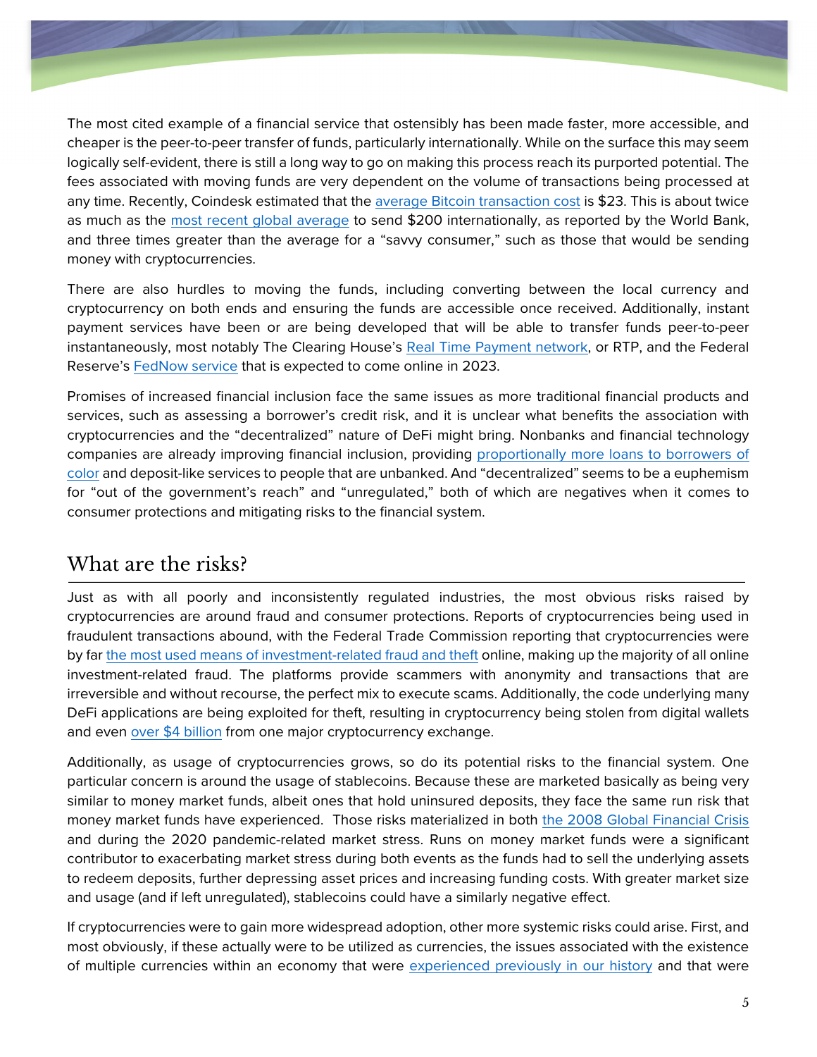The most cited example of a financial service that ostensibly has been made faster, more accessible, and cheaper is the peer-to-peer transfer of funds, particularly internationally. While on the surface this may seem logically self-evident, there is still a long way to go on making this process reach its purported potential. The fees associated with moving funds are very dependent on the volume of transactions being processed at any time. Recently, Coindesk estimated that the average Bitcoin transaction cost is $23. This is about twice as much as the most recent global average to send $200 internationally, as reported by the World Bank, and three times greater than the average for a "savvy consumer," such as those that would be sending money with cryptocurrencies.

There are also hurdles to moving the funds, including converting between the local currency and cryptocurrency on both ends and ensuring the funds are accessible once received. Additionally, instant payment services have been or are being developed that will be able to transfer funds peer-to-peer instantaneously, most notably The Clearing House's Real Time Payment network, or RTP, and the Federal Reserve's FedNow service that is expected to come online in 2023.

Promises of increased financial inclusion face the same issues as more traditional financial products and services, such as assessing a borrower's credit risk, and it is unclear what benefits the association with cryptocurrencies and the "decentralized" nature of DeFi might bring. Nonbanks and financial technology companies are already improving financial inclusion, providing proportionally more loans to borrowers of color and deposit-like services to people that are unbanked. And "decentralized" seems to be a euphemism for "out of the government's reach" and "unregulated," both of which are negatives when it comes to consumer protections and mitigating risks to the financial system.

## What are the risks?

Just as with all poorly and inconsistently regulated industries, the most obvious risks raised by cryptocurrencies are around fraud and consumer protections. Reports of cryptocurrencies being used in fraudulent transactions abound, with the Federal Trade Commission reporting that cryptocurrencies were by far the most used means of investment-related fraud and theft online, making up the majority of all online investment-related fraud. The platforms provide scammers with anonymity and transactions that are irreversible and without recourse, the perfect mix to execute scams. Additionally, the code underlying many DeFi applications are being exploited for theft, resulting in cryptocurrency being stolen from digital wallets and even over $4 billion from one major cryptocurrency exchange.

Additionally, as usage of cryptocurrencies grows, so do its potential risks to the financial system. One particular concern is around the usage of stablecoins. Because these are marketed basically as being very similar to money market funds, albeit ones that hold uninsured deposits, they face the same run risk that money market funds have experienced. Those risks materialized in both the 2008 Global Financial Crisis and during the 2020 pandemic-related market stress. Runs on money market funds were a significant contributor to exacerbating market stress during both events as the funds had to sell the underlying assets to redeem deposits, further depressing asset prices and increasing funding costs. With greater market size and usage (and if left unregulated), stablecoins could have a similarly negative effect.

If cryptocurrencies were to gain more widespread adoption, other more systemic risks could arise. First, and most obviously, if these actually were to be utilized as currencies, the issues associated with the existence of multiple currencies within an economy that were experienced previously in our history and that were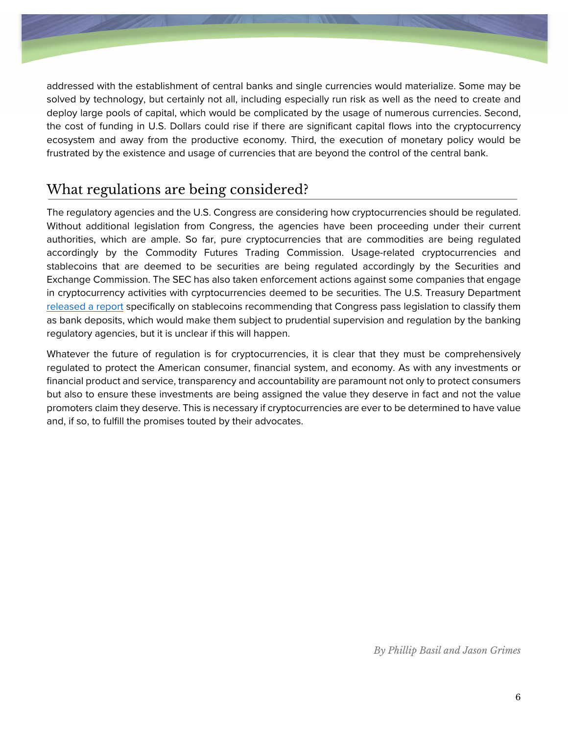addressed with the establishment of central banks and single currencies would materialize. Some may be solved by technology, but certainly not all, including especially run risk as well as the need to create and deploy large pools of capital, which would be complicated by the usage of numerous currencies. Second, the cost of funding in U.S. Dollars could rise if there are significant capital flows into the cryptocurrency ecosystem and away from the productive economy. Third, the execution of monetary policy would be frustrated by the existence and usage of currencies that are beyond the control of the central bank.

## What regulations are being considered?

The regulatory agencies and the U.S. Congress are considering how cryptocurrencies should be regulated. Without additional legislation from Congress, the agencies have been proceeding under their current authorities, which are ample. So far, pure cryptocurrencies that are commodities are being regulated accordingly by the Commodity Futures Trading Commission. Usage-related cryptocurrencies and stablecoins that are deemed to be securities are being regulated accordingly by the Securities and Exchange Commission. The SEC has also taken enforcement actions against some companies that engage in cryptocurrency activities with cyrptocurrencies deemed to be securities. The U.S. Treasury Department released a report specifically on stablecoins recommending that Congress pass legislation to classify them as bank deposits, which would make them subject to prudential supervision and regulation by the banking regulatory agencies, but it is unclear if this will happen.

Whatever the future of regulation is for cryptocurrencies, it is clear that they must be comprehensively regulated to protect the American consumer, financial system, and economy. As with any investments or financial product and service, transparency and accountability are paramount not only to protect consumers but also to ensure these investments are being assigned the value they deserve in fact and not the value promoters claim they deserve. This is necessary if cryptocurrencies are ever to be determined to have value and, if so, to fulfill the promises touted by their advocates.

*By Phillip Basil and Jason Grimes*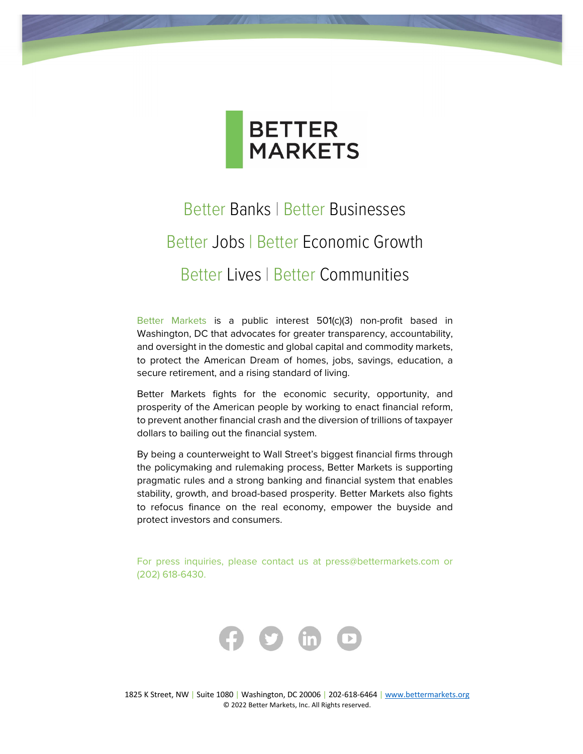# BETTER MARKETS

Better Banks | Better Businesses

Better Jobs | Better Economic Growth

Better Lives | Better Communities

Better Markets is a public interest 501(c)(3) non-profit based in Washington, DC that advocates for greater transparency, accountability, and oversight in the domestic and global capital and commodity markets, to protect the American Dream of homes, jobs, savings, education, a secure retirement, and a rising standard of living.

Better Markets fights for the economic security, opportunity, and prosperity of the American people by working to enact financial reform, to prevent another financial crash and the diversion of trillions of taxpayer dollars to bailing out the financial system.

By being a counterweight to Wall Street's biggest financial firms through the policymaking and rulemaking process, Better Markets is supporting pragmatic rules and a strong banking and financial system that enables stability, growth, and broad-based prosperity. Better Markets also fights to refocus finance on the real economy, empower the buyside and protect investors and consumers.

For press inquiries, please contact us at press@bettermarkets.com or (202) 618-6430.

1825 K Street, NW | Suite 1080 | Washington, DC 20006 | 202-618-6464 | www.bettermarkets.org

© 2022 Better Markets, Inc. All Rights reserved.